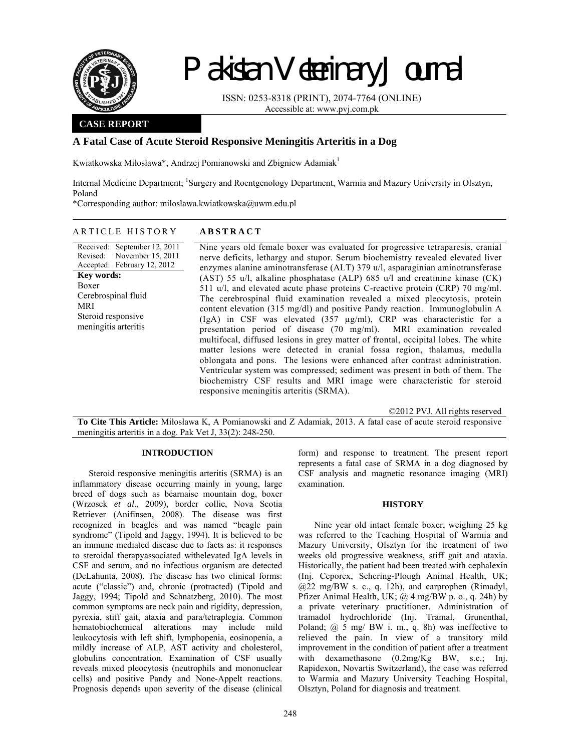**CASE REPORT**

# A Fatal Case of Acute Steroid Responsive Meningitis Arteritis in a Dog

Kwiatkowska Miłosława*, Andrzej Pomianowski and Zbigniew Adamiak[1]

Internal Medicine Department; [1]Surgery and Roentgenology Department, Warmia and Mazury University in Olsztyn, Poland

*Corresponding author: miloslawa.kwiatkowska@uwm.edu.pl

## ARTICLE HISTORY

Received: September 12, 2011
Revised: November 15, 2011
Accepted: February 12, 2012

**Key words:**
Boxer
Cerebrospinal fluid
MRI
Steroid responsive meningitis arteritis

## ABSTRACT

Nine years old female boxer was evaluated for progressive tetraparesis, cranial nerve deficits, lethargy and stupor. Serum biochemistry revealed elevated liver enzymes alanine aminotransferase (ALT) 379 u/l, asparaginian aminotransferase (AST) 55 u/l, alkaline phosphatase (ALP) 685 u/l and creatinine kinase (CK) 511 u/l, and elevated acute phase proteins C-reactive protein (CRP) 70 mg/ml. The cerebrospinal fluid examination revealed a mixed pleocytosis, protein content elevation (315 mg/dl) and positive Pandy reaction. Immunoglobulin A (IgA) in CSF was elevated (357 µg/ml), CRP was characteristic for a presentation period of disease (70 mg/ml). MRI examination revealed multifocal, diffused lesions in grey matter of frontal, occipital lobes. The white matter lesions were detected in cranial fossa region, thalamus, medulla oblongata and pons. The lesions were enhanced after contrast administration. Ventricular system was compressed; sediment was present in both of them. The biochemistry CSF results and MRI image were characteristic for steroid responsive meningitis arteritis (SRMA).

©2012 PVJ. All rights reserved

**To Cite This Article:** Miłosława K, A Pomianowski and Z Adamiak, 2013. A fatal case of acute steroid responsive meningitis arteritis in a dog. Pak Vet J, 33(2): 248-250.

## INTRODUCTION

Steroid responsive meningitis arteritis (SRMA) is an inflammatory disease occurring mainly in young, large breed of dogs such as béarnaise mountain dog, boxer (Wrzosek *et al*., 2009), border collie, Nova Scotia Retriever (Anifinsen, 2008). The disease was first recognized in beagles and was named "beagle pain syndrome" (Tipold and Jaggy, 1994). It is believed to be an immune mediated disease due to facts as: it responses to steroidal therapyassociated withelevated IgA levels in CSF and serum, and no infectious organism are detected (DeLahunta, 2008). The disease has two clinical forms: acute ("classic") and, chronic (protracted) (Tipold and Jaggy, 1994; Tipold and Schnatzberg, 2010). The most common symptoms are neck pain and rigidity, depression, pyrexia, stiff gait, ataxia and para/tetraplegia. Common hematobiochemical alterations may include mild leukocytosis with left shift, lymphopenia, eosinopenia, a mildly increase of ALP, AST activity and cholesterol, globulins concentration. Examination of CSF usually reveals mixed pleocytosis (neutrophils and mononuclear cells) and positive Pandy and None-Appelt reactions. Prognosis depends upon severity of the disease (clinical form) and response to treatment. The present report represents a fatal case of SRMA in a dog diagnosed by CSF analysis and magnetic resonance imaging (MRI) examination.

## HISTORY

Nine year old intact female boxer, weighing 25 kg was referred to the Teaching Hospital of Warmia and Mazury University, Olsztyn for the treatment of two weeks old progressive weakness, stiff gait and ataxia. Historically, the patient had been treated with cephalexin (Inj. Ceporex, Schering-Plough Animal Health, UK; @22 mg/BW s. c., q. 12h), and carprophen (Rimadyl, Pfizer Animal Health, UK; @ 4 mg/BW p. o., q. 24h) by a private veterinary practitioner. Administration of tramadol hydrochloride (Inj. Tramal, Grunenthal, Poland; @ 5 mg/ BW i. m., q. 8h) was ineffective to relieved the pain. In view of a transitory mild improvement in the condition of patient after a treatment with dexamethasone (0.2mg/Kg BW, s.c.; Inj. Rapidexon, Novartis Switzerland), the case was referred to Warmia and Mazury University Teaching Hospital, Olsztyn, Poland for diagnosis and treatment.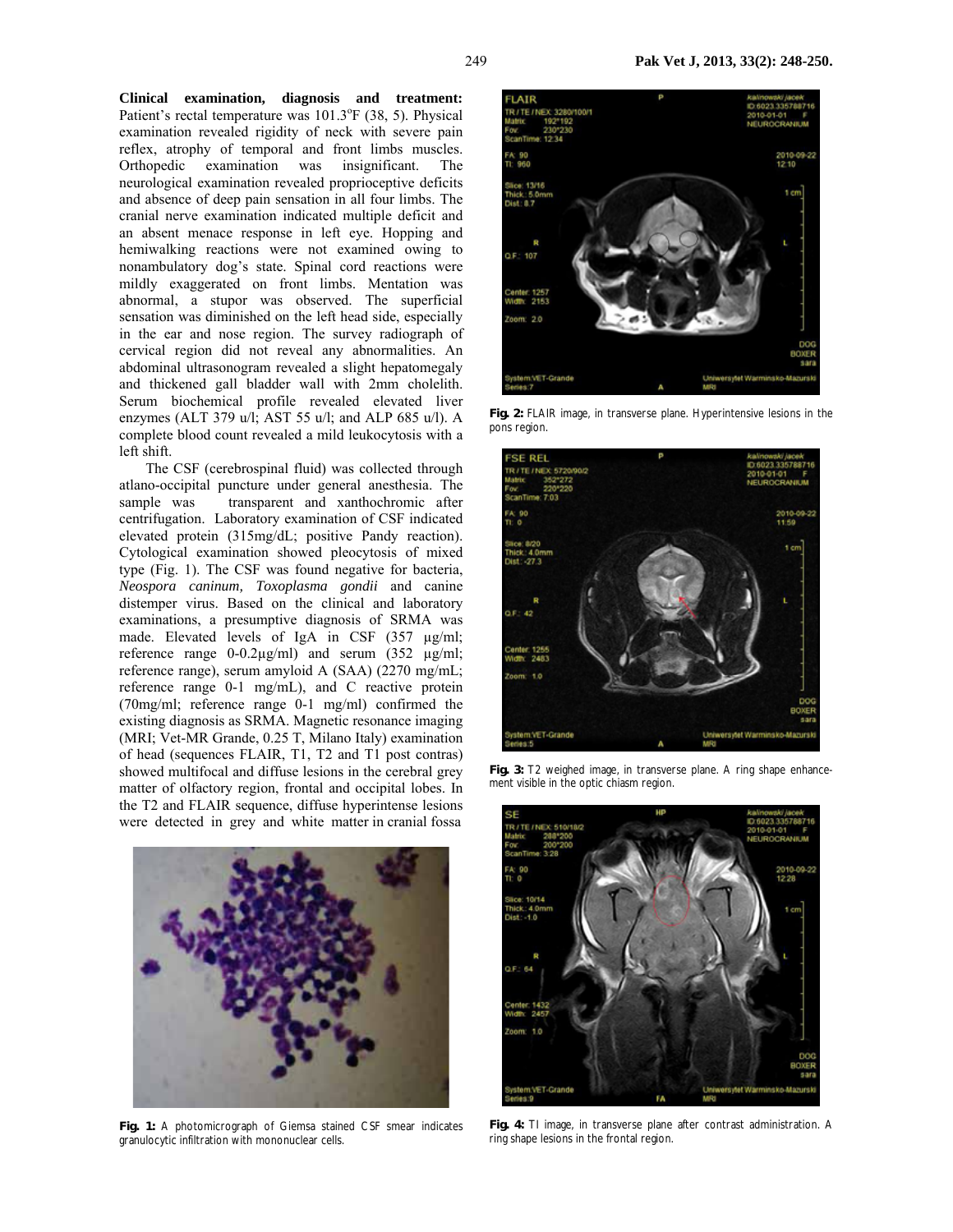**Clinical examination, diagnosis and treatment:** Patient's rectal temperature was 101.3°F (38, 5). Physical examination revealed rigidity of neck with severe pain reflex, atrophy of temporal and front limbs muscles. Orthopedic examination was insignificant. The neurological examination revealed proprioceptive deficits and absence of deep pain sensation in all four limbs. The cranial nerve examination indicated multiple deficit and an absent menace response in left eye. Hopping and hemiwalking reactions were not examined owing to nonambulatory dog's state. Spinal cord reactions were mildly exaggerated on front limbs. Mentation was abnormal, a stupor was observed. The superficial sensation was diminished on the left head side, especially in the ear and nose region. The survey radiograph of cervical region did not reveal any abnormalities. An abdominal ultrasonogram revealed a slight hepatomegaly and thickened gall bladder wall with 2mm cholelith. Serum biochemical profile revealed elevated liver enzymes (ALT 379 u/l; AST 55 u/l; and ALP 685 u/l). A complete blood count revealed a mild leukocytosis with a left shift.

The CSF (cerebrospinal fluid) was collected through atlano-occipital puncture under general anesthesia. The sample was transparent and xanthochromic after centrifugation. Laboratory examination of CSF indicated elevated protein (315mg/dL; positive Pandy reaction). Cytological examination showed pleocytosis of mixed type (Fig. 1). The CSF was found negative for bacteria, *Neospora caninum, Toxoplasma gondii* and canine distemper virus. Based on the clinical and laboratory examinations, a presumptive diagnosis of SRMA was made. Elevated levels of IgA in CSF (357 µg/ml; reference range 0-0.2µg/ml) and serum (352 µg/ml; reference range), serum amyloid A (SAA) (2270 mg/mL; reference range 0-1 mg/mL), and C reactive protein (70mg/ml; reference range 0-1 mg/ml) confirmed the existing diagnosis as SRMA. Magnetic resonance imaging (MRI; Vet-MR Grande, 0.25 T, Milano Italy) examination of head (sequences FLAIR, T1, T2 and T1 post contras) showed multifocal and diffuse lesions in the cerebral grey matter of olfactory region, frontal and occipital lobes. In the T2 and FLAIR sequence, diffuse hyperintense lesions were detected in grey and white matter in cranial fossa

**Fig. 1:** A photomicrograph of Giemsa stained CSF smear indicates granulocytic infiltration with mononuclear cells.

**Fig. 2:** FLAIR image, in transverse plane. Hyperintensive lesions in the pons region.

**Fig. 3:** T2 weighed image, in transverse plane. A ring shape enhancement visible in the optic chiasm region.

**Fig. 4:** TI image, in transverse plane after contrast administration. A ring shape lesions in the frontal region.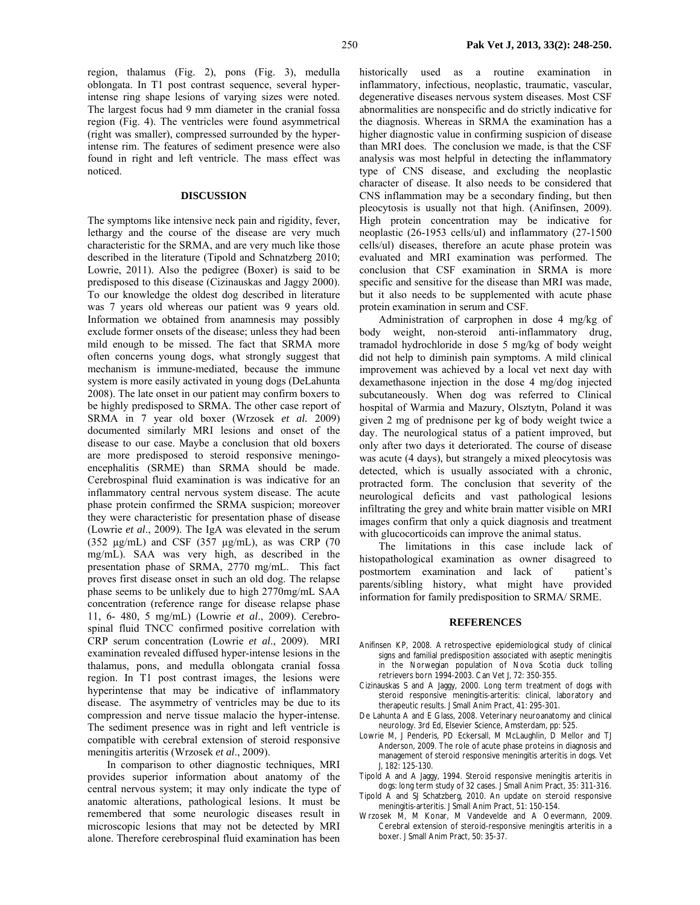region, thalamus (Fig. 2), pons (Fig. 3), medulla oblongata. In T1 post contrast sequence, several hyper-intense ring shape lesions of varying sizes were noted. The largest focus had 9 mm diameter in the cranial fossa region (Fig. 4). The ventricles were found asymmetrical (right was smaller), compressed surrounded by the hyper-intense rim. The features of sediment presence were also found in right and left ventricle. The mass effect was noticed.

## DISCUSSION

The symptoms like intensive neck pain and rigidity, fever, lethargy and the course of the disease are very much characteristic for the SRMA, and are very much like those described in the literature (Tipold and Schnatzberg 2010; Lowrie, 2011). Also the pedigree (Boxer) is said to be predisposed to this disease (Cizinauskas and Jaggy 2000). To our knowledge the oldest dog described in literature was 7 years old whereas our patient was 9 years old. Information we obtained from anamnesis may possibly exclude former onsets of the disease; unless they had been mild enough to be missed. The fact that SRMA more often concerns young dogs, what strongly suggest that mechanism is immune-mediated, because the immune system is more easily activated in young dogs (DeLahunta 2008). The late onset in our patient may confirm boxers to be highly predisposed to SRMA. The other case report of SRMA in 7 year old boxer (Wrzosek *et al.* 2009) documented similarly MRI lesions and onset of the disease to our case. Maybe a conclusion that old boxers are more predisposed to steroid responsive meningo-encephalitis (SRME) than SRMA should be made. Cerebrospinal fluid examination is was indicative for an inflammatory central nervous system disease. The acute phase protein confirmed the SRMA suspicion; moreover they were characteristic for presentation phase of disease (Lowrie *et al*., 2009). The IgA was elevated in the serum (352 µg/mL) and CSF (357 µg/mL), as was CRP (70 mg/mL). SAA was very high, as described in the presentation phase of SRMA, 2770 mg/mL. This fact proves first disease onset in such an old dog. The relapse phase seems to be unlikely due to high 2770mg/mL SAA concentration (reference range for disease relapse phase 11, 6- 480, 5 mg/mL) (Lowrie *et al*., 2009). Cerebrospinal fluid TNCC confirmed positive correlation with CRP serum concentration (Lowrie *et al*., 2009). MRI examination revealed diffused hyper-intense lesions in the thalamus, pons, and medulla oblongata cranial fossa region. In T1 post contrast images, the lesions were hyperintense that may be indicative of inflammatory disease. The asymmetry of ventricles may be due to its compression and nerve tissue malacio the hyper-intense. The sediment presence was in right and left ventricle is compatible with cerebral extension of steroid responsive meningitis arteritis (Wrzosek *et al*., 2009).

In comparison to other diagnostic techniques, MRI provides superior information about anatomy of the central nervous system; it may only indicate the type of anatomic alterations, pathological lesions. It must be remembered that some neurologic diseases result in microscopic lesions that may not be detected by MRI alone. Therefore cerebrospinal fluid examination has been historically used as a routine examination in inflammatory, infectious, neoplastic, traumatic, vascular, degenerative diseases nervous system diseases. Most CSF abnormalities are nonspecific and do strictly indicative for the diagnosis. Whereas in SRMA the examination has a higher diagnostic value in confirming suspicion of disease than MRI does. The conclusion we made, is that the CSF analysis was most helpful in detecting the inflammatory type of CNS disease, and excluding the neoplastic character of disease. It also needs to be considered that CNS inflammation may be a secondary finding, but then pleocytosis is usually not that high. (Anifinsen, 2009). High protein concentration may be indicative for neoplastic (26-1953 cells/ul) and inflammatory (27-1500 cells/ul) diseases, therefore an acute phase protein was evaluated and MRI examination was performed. The conclusion that CSF examination in SRMA is more specific and sensitive for the disease than MRI was made, but it also needs to be supplemented with acute phase protein examination in serum and CSF.

Administration of carprophen in dose 4 mg/kg of body weight, non-steroid anti-inflammatory drug, tramadol hydrochloride in dose 5 mg/kg of body weight did not help to diminish pain symptoms. A mild clinical improvement was achieved by a local vet next day with dexamethasone injection in the dose 4 mg/dog injected subcutaneously. When dog was referred to Clinical hospital of Warmia and Mazury, Olsztytn, Poland it was given 2 mg of prednisone per kg of body weight twice a day. The neurological status of a patient improved, but only after two days it deteriorated. The course of disease was acute (4 days), but strangely a mixed pleocytosis was detected, which is usually associated with a chronic, protracted form. The conclusion that severity of the neurological deficits and vast pathological lesions infiltrating the grey and white brain matter visible on MRI images confirm that only a quick diagnosis and treatment with glucocorticoids can improve the animal status.

The limitations in this case include lack of histopathological examination as owner disagreed to postmortem examination and lack of patient's parents/sibling history, what might have provided information for family predisposition to SRMA/ SRME.

## REFERENCES

Anifinsen KP, 2008. A retrospective epidemiological study of clinical signs and familial predisposition associated with aseptic meningitis in the Norwegian population of Nova Scotia duck tolling retrievers born 1994-2003. Can Vet J, 72: 350-355.

Cizinauskas S and A Jaggy, 2000. Long term treatment of dogs with steroid responsive meningitis-arteritis: clinical, laboratory and therapeutic results. J Small Anim Pract, 41: 295-301.

De Lahunta A and E Glass, 2008. Veterinary neuroanatomy and clinical neurology. 3rd Ed, Elsevier Science, Amsterdam, pp: 525.

Lowrie M, J Penderis, PD Eckersall, M McLaughlin, D Mellor and TJ Anderson, 2009. The role of acute phase proteins in diagnosis and management of steroid responsive meningitis arteritis in dogs. Vet J, 182: 125-130.

Tipold A and A Jaggy, 1994. Steroid responsive meningitis arteritis in dogs: long term study of 32 cases. J Small Anim Pract, 35: 311-316.

Tipold A and SJ Schatzberg, 2010. An update on steroid responsive meningitis-arteritis. J Small Anim Pract, 51: 150-154.

Wrzosek M, M Konar, M Vandevelde and A Oevermann, 2009. Cerebral extension of steroid-responsive meningitis arteritis in a boxer. J Small Anim Pract, 50: 35-37.